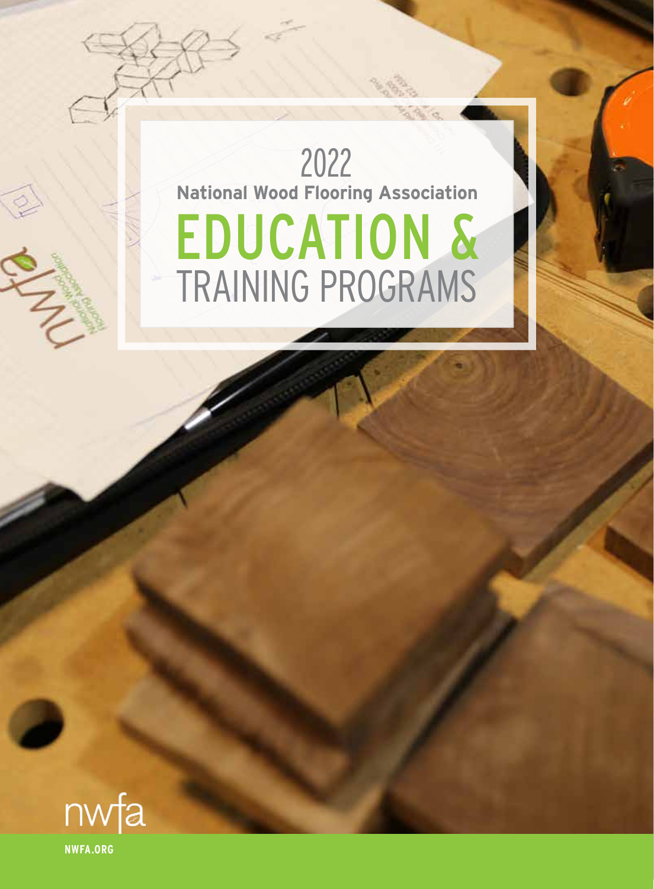2022

**National Wood Flooring Association**

# EDUCATION & TRAINING PROGRAMS

nwfa

NWFA.ORG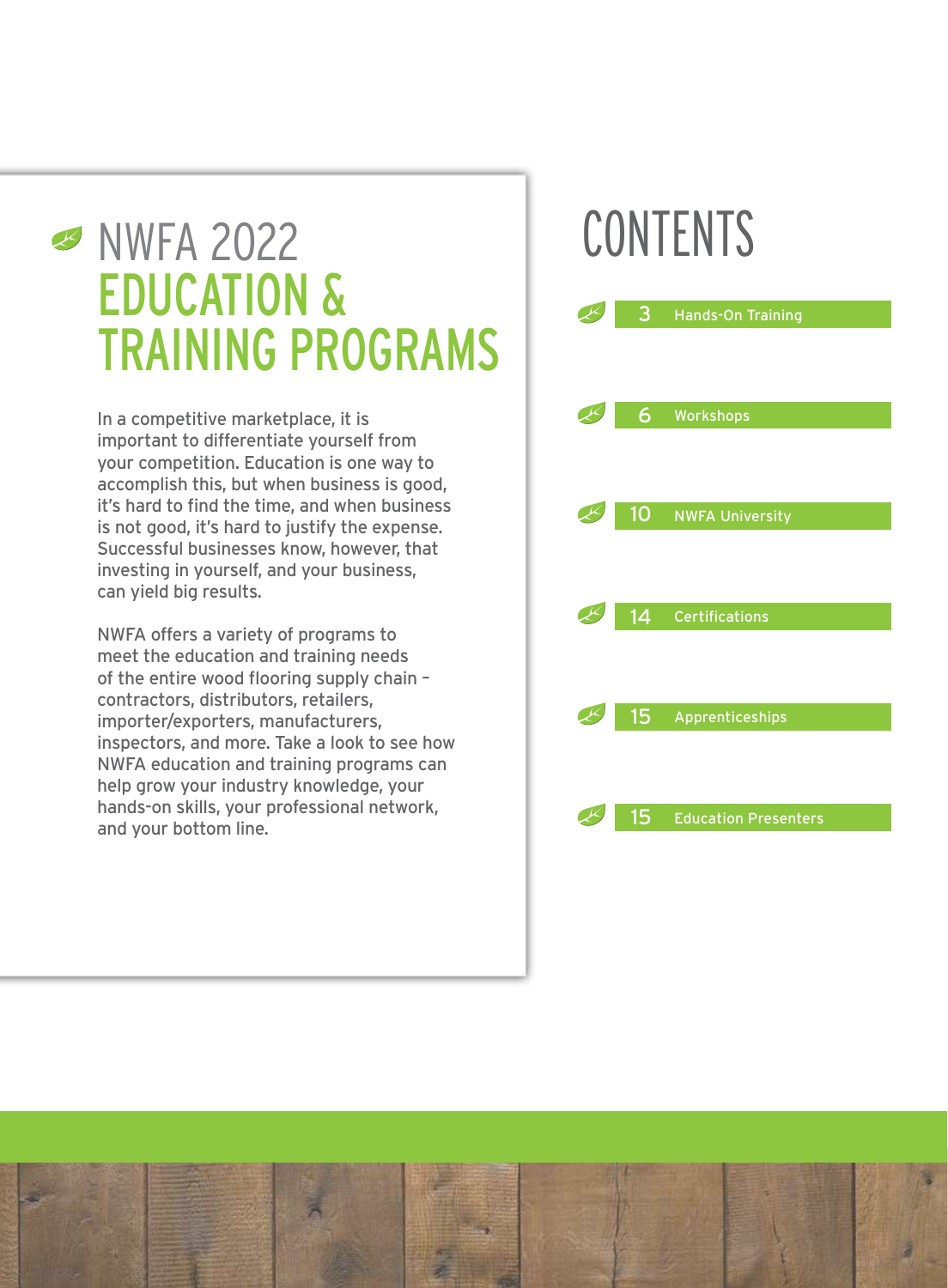# NWFA 2022 EDUCATION & TRAINING PROGRAMS

In a competitive marketplace, it is important to differentiate yourself from your competition. Education is one way to accomplish this, but when business is good, it's hard to find the time, and when business is not good, it's hard to justify the expense. Successful businesses know, however, that investing in yourself, and your business, can yield big results.

NWFA offers a variety of programs to meet the education and training needs of the entire wood flooring supply chain – contractors, distributors, retailers, importer/exporters, manufacturers, inspectors, and more. Take a look to see how NWFA education and training programs can help grow your industry knowledge, your hands-on skills, your professional network, and your bottom line.

# CONTENTS

- 3 Hands-On Training
- 6 Workshops
- 10 NWFA University
- 14 Certifications
- 15 Apprenticeships
- 15 Education Presenters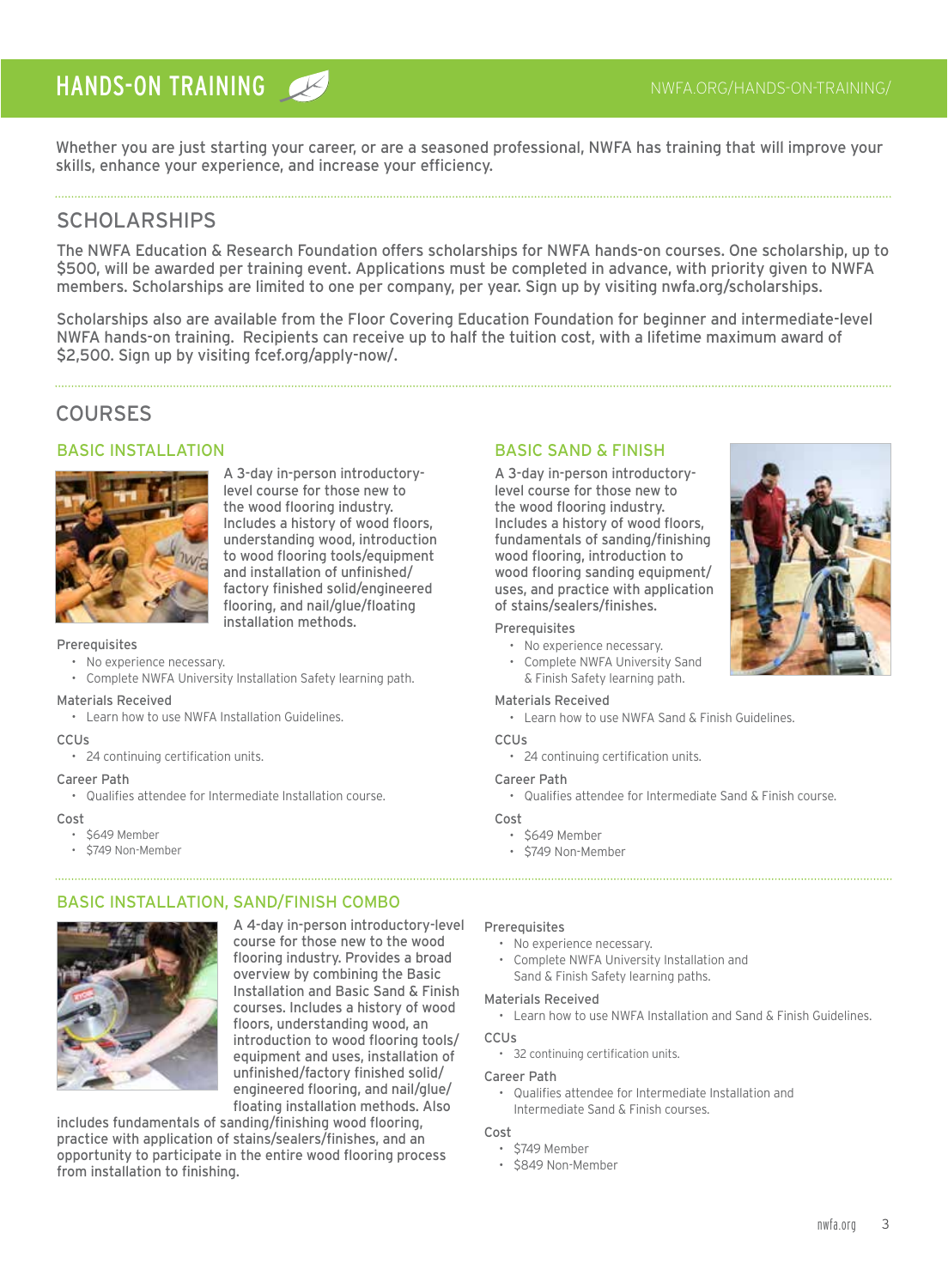# HANDS-ON TRAINING

NWFA.ORG/HANDS-ON-TRAINING/

Whether you are just starting your career, or are a seasoned professional, NWFA has training that will improve your skills, enhance your experience, and increase your efficiency.

## SCHOLARSHIPS

The NWFA Education & Research Foundation offers scholarships for NWFA hands-on courses. One scholarship, up to $500, will be awarded per training event. Applications must be completed in advance, with priority given to NWFA members. Scholarships are limited to one per company, per year. Sign up by visiting nwfa.org/scholarships.

Scholarships also are available from the Floor Covering Education Foundation for beginner and intermediate-level NWFA hands-on training. Recipients can receive up to half the tuition cost, with a lifetime maximum award of $2,500. Sign up by visiting fcef.org/apply-now/.

## COURSES

### BASIC INSTALLATION

A 3-day in-person introductory-level course for those new to the wood flooring industry. Includes a history of wood floors, understanding wood, introduction to wood flooring tools/equipment and installation of unfinished/factory finished solid/engineered flooring, and nail/glue/floating installation methods.

Prerequisites
- No experience necessary.
- Complete NWFA University Installation Safety learning path.

Materials Received
- Learn how to use NWFA Installation Guidelines.

CCUs
- 24 continuing certification units.

Career Path
- Qualifies attendee for Intermediate Installation course.

Cost
- $649 Member
- $749 Non-Member

### BASIC SAND & FINISH

A 3-day in-person introductory-level course for those new to the wood flooring industry. Includes a history of wood floors, fundamentals of sanding/finishing wood flooring, introduction to wood flooring sanding equipment/uses, and practice with application of stains/sealers/finishes.

Prerequisites
- No experience necessary.
- Complete NWFA University Sand & Finish Safety learning path.

Materials Received
- Learn how to use NWFA Sand & Finish Guidelines.

CCUs
- 24 continuing certification units.

Career Path
- Qualifies attendee for Intermediate Sand & Finish course.

Cost
- $649 Member
- $749 Non-Member

### BASIC INSTALLATION, SAND/FINISH COMBO

A 4-day in-person introductory-level course for those new to the wood flooring industry. Provides a broad overview by combining the Basic Installation and Basic Sand & Finish courses. Includes a history of wood floors, understanding wood, an introduction to wood flooring tools/equipment and uses, installation of unfinished/factory finished solid/engineered flooring, and nail/glue/floating installation methods. Also includes fundamentals of sanding/finishing wood flooring, practice with application of stains/sealers/finishes, and an opportunity to participate in the entire wood flooring process from installation to finishing.

Prerequisites
- No experience necessary.
- Complete NWFA University Installation and Sand & Finish Safety learning paths.

Materials Received
- Learn how to use NWFA Installation and Sand & Finish Guidelines.

CCUs
- 32 continuing certification units.

Career Path
- Qualifies attendee for Intermediate Installation and Intermediate Sand & Finish courses.

Cost
- $749 Member
- $849 Non-Member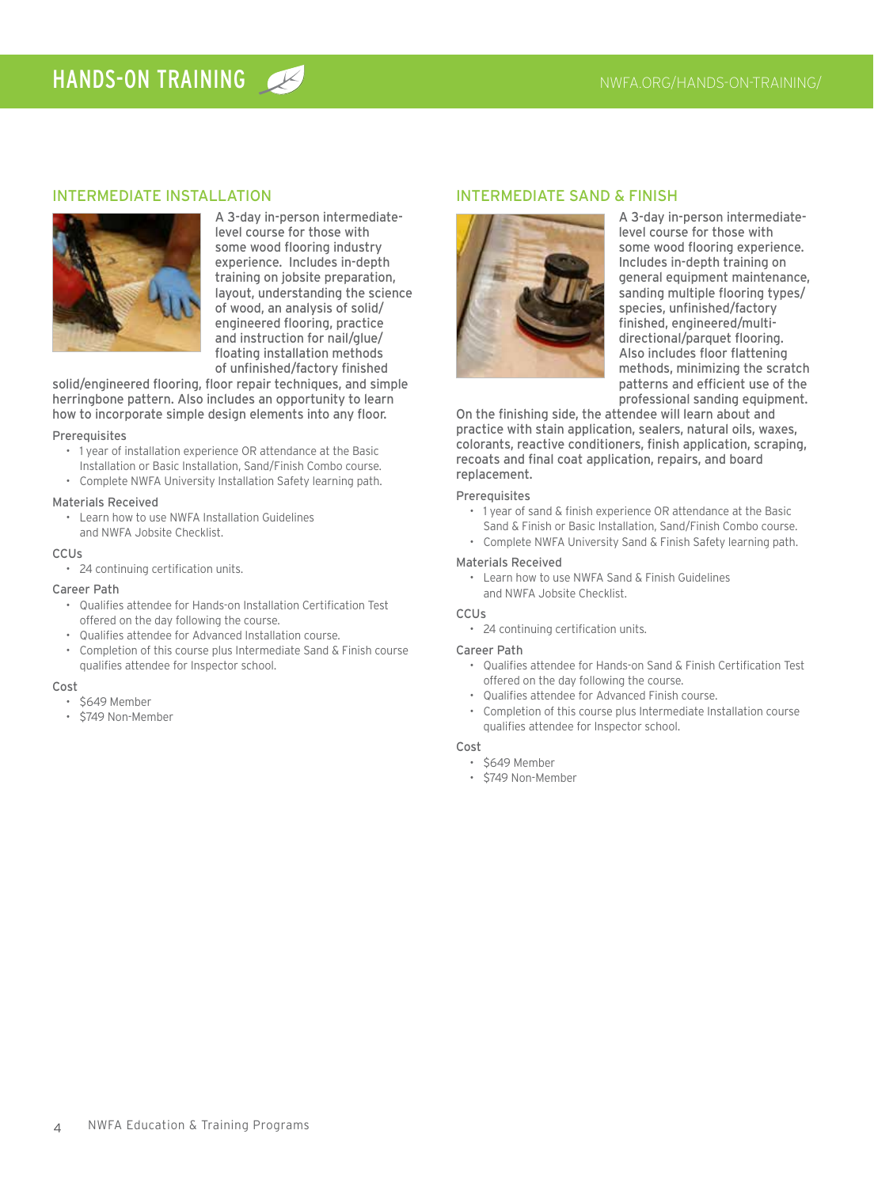# HANDS-ON TRAINING

NWFA.ORG/HANDS-ON-TRAINING/

## INTERMEDIATE INSTALLATION

A 3-day in-person intermediate-level course for those with some wood flooring industry experience. Includes in-depth training on jobsite preparation, layout, understanding the science of wood, an analysis of solid/engineered flooring, practice and instruction for nail/glue/floating installation methods of unfinished/factory finished solid/engineered flooring, floor repair techniques, and simple herringbone pattern. Also includes an opportunity to learn how to incorporate simple design elements into any floor.

### Prerequisites

- 1 year of installation experience OR attendance at the Basic Installation or Basic Installation, Sand/Finish Combo course.
- Complete NWFA University Installation Safety learning path.

### Materials Received

- Learn how to use NWFA Installation Guidelines and NWFA Jobsite Checklist.

### CCUs

- 24 continuing certification units.

### Career Path

- Qualifies attendee for Hands-on Installation Certification Test offered on the day following the course.
- Qualifies attendee for Advanced Installation course.
- Completion of this course plus Intermediate Sand & Finish course qualifies attendee for Inspector school.

### Cost

- $649 Member
- $749 Non-Member

## INTERMEDIATE SAND & FINISH

A 3-day in-person intermediate-level course for those with some wood flooring experience. Includes in-depth training on general equipment maintenance, sanding multiple flooring types/species, unfinished/factory finished, engineered/multi-directional/parquet flooring. Also includes floor flattening methods, minimizing the scratch patterns and efficient use of the professional sanding equipment. On the finishing side, the attendee will learn about and practice with stain application, sealers, natural oils, waxes, colorants, reactive conditioners, finish application, scraping, recoats and final coat application, repairs, and board replacement.

### Prerequisites

- 1 year of sand & finish experience OR attendance at the Basic Sand & Finish or Basic Installation, Sand/Finish Combo course.
- Complete NWFA University Sand & Finish Safety learning path.

### Materials Received

- Learn how to use NWFA Sand & Finish Guidelines and NWFA Jobsite Checklist.

### CCUs

- 24 continuing certification units.

### Career Path

- Qualifies attendee for Hands-on Sand & Finish Certification Test offered on the day following the course.
- Qualifies attendee for Advanced Finish course.
- Completion of this course plus Intermediate Installation course qualifies attendee for Inspector school.

### Cost

- $649 Member
- $749 Non-Member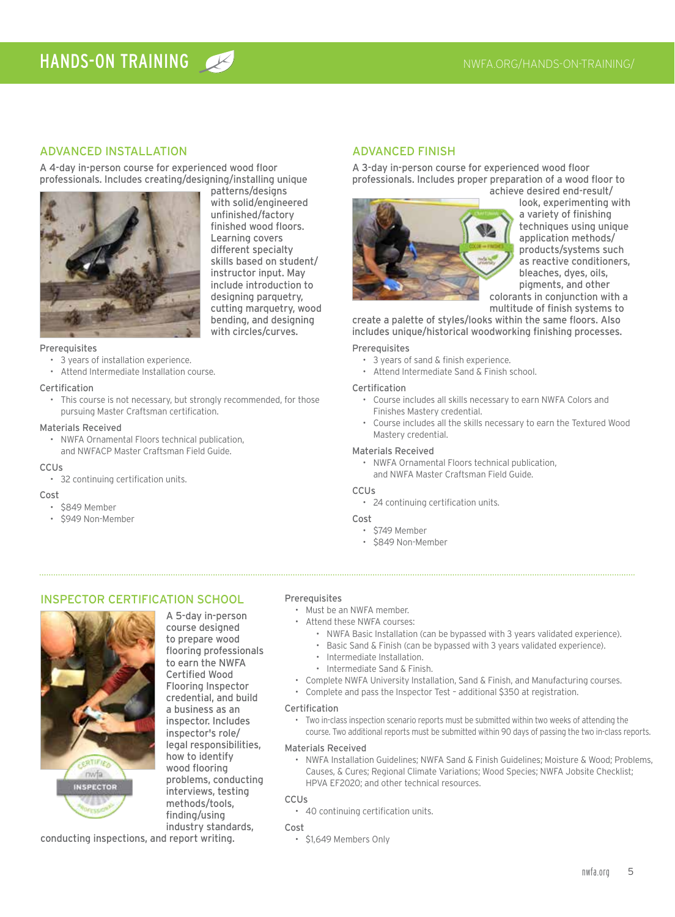# HANDS-ON TRAINING

NWFA.ORG/HANDS-ON-TRAINING/

## ADVANCED INSTALLATION

A 4-day in-person course for experienced wood floor professionals. Includes creating/designing/installing unique patterns/designs with solid/engineered unfinished/factory finished wood floors. Learning covers different specialty skills based on student/instructor input. May include introduction to designing parquetry, cutting marquetry, wood bending, and designing with circles/curves.

Prerequisites

- 3 years of installation experience.
- Attend Intermediate Installation course.

Certification

- This course is not necessary, but strongly recommended, for those pursuing Master Craftsman certification.

Materials Received

- NWFA Ornamental Floors technical publication, and NWFACP Master Craftsman Field Guide.

CCUs

- 32 continuing certification units.

Cost

- $849 Member
- $949 Non-Member

## ADVANCED FINISH

A 3-day in-person course for experienced wood floor professionals. Includes proper preparation of a wood floor to achieve desired end-result/look, experimenting with a variety of finishing techniques using unique application methods/products/systems such as reactive conditioners, bleaches, dyes, oils, pigments, and other colorants in conjunction with a multitude of finish systems to create a palette of styles/looks within the same floors. Also includes unique/historical woodworking finishing processes.

Prerequisites

- 3 years of sand & finish experience.
- Attend Intermediate Sand & Finish school.

Certification

- Course includes all skills necessary to earn NWFA Colors and Finishes Mastery credential.
- Course includes all the skills necessary to earn the Textured Wood Mastery credential.

Materials Received

- NWFA Ornamental Floors technical publication, and NWFA Master Craftsman Field Guide.

CCUs

- 24 continuing certification units.

Cost

- $749 Member
- $849 Non-Member

## INSPECTOR CERTIFICATION SCHOOL

A 5-day in-person course designed to prepare wood flooring professionals to earn the NWFA Certified Wood Flooring Inspector credential, and build a business as an inspector. Includes inspector's role/legal responsibilities, how to identify wood flooring problems, conducting interviews, testing methods/tools, finding/using industry standards, conducting inspections, and report writing.

Prerequisites

- Must be an NWFA member.
- Attend these NWFA courses:
  - NWFA Basic Installation (can be bypassed with 3 years validated experience).
  - Basic Sand & Finish (can be bypassed with 3 years validated experience).
  - Intermediate Installation.
  - Intermediate Sand & Finish.
- Complete NWFA University Installation, Sand & Finish, and Manufacturing courses.
- Complete and pass the Inspector Test – additional $350 at registration.

Certification

- Two in-class inspection scenario reports must be submitted within two weeks of attending the course. Two additional reports must be submitted within 90 days of passing the two in-class reports.

Materials Received

- NWFA Installation Guidelines; NWFA Sand & Finish Guidelines; Moisture & Wood; Problems, Causes, & Cures; Regional Climate Variations; Wood Species; NWFA Jobsite Checklist; HPVA EF2020; and other technical resources.

CCUs

- 40 continuing certification units.

Cost

- $1,649 Members Only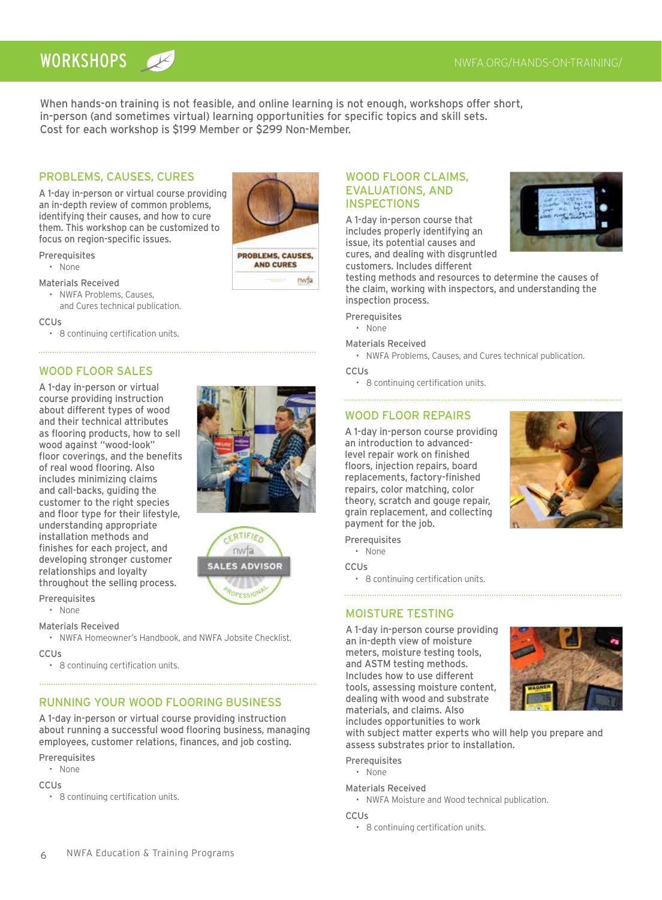# WORKSHOPS

NWFA.ORG/HANDS-ON-TRAINING/

When hands-on training is not feasible, and online learning is not enough, workshops offer short, in-person (and sometimes virtual) learning opportunities for specific topics and skill sets. Cost for each workshop is $199 Member or $299 Non-Member.

## PROBLEMS, CAUSES, CURES

A 1-day in-person or virtual course providing an in-depth review of common problems, identifying their causes, and how to cure them. This workshop can be customized to focus on region-specific issues.

Prerequisites

- None

Materials Received

- NWFA Problems, Causes, and Cures technical publication.

CCUs

- 8 continuing certification units.

## WOOD FLOOR SALES

A 1-day in-person or virtual course providing instruction about different types of wood and their technical attributes as flooring products, how to sell wood against "wood-look" floor coverings, and the benefits of real wood flooring. Also includes minimizing claims and call-backs, guiding the customer to the right species and floor type for their lifestyle, understanding appropriate installation methods and finishes for each project, and developing stronger customer relationships and loyalty throughout the selling process.

Prerequisites

- None

Materials Received

- NWFA Homeowner's Handbook, and NWFA Jobsite Checklist.

CCUs

- 8 continuing certification units.

## RUNNING YOUR WOOD FLOORING BUSINESS

A 1-day in-person or virtual course providing instruction about running a successful wood flooring business, managing employees, customer relations, finances, and job costing.

Prerequisites

- None

CCUs

- 8 continuing certification units.

## WOOD FLOOR CLAIMS, EVALUATIONS, AND INSPECTIONS

A 1-day in-person course that includes properly identifying an issue, its potential causes and cures, and dealing with disgruntled customers. Includes different testing methods and resources to determine the causes of the claim, working with inspectors, and understanding the inspection process.

Prerequisites

- None

Materials Received

- NWFA Problems, Causes, and Cures technical publication.

CCUs

- 8 continuing certification units.

## WOOD FLOOR REPAIRS

A 1-day in-person course providing an introduction to advanced-level repair work on finished floors, injection repairs, board replacements, factory-finished repairs, color matching, color theory, scratch and gouge repair, grain replacement, and collecting payment for the job.

Prerequisites

- None

CCUs

- 8 continuing certification units.

## MOISTURE TESTING

A 1-day in-person course providing an in-depth view of moisture meters, moisture testing tools, and ASTM testing methods. Includes how to use different tools, assessing moisture content, dealing with wood and substrate materials, and claims. Also includes opportunities to work with subject matter experts who will help you prepare and assess substrates prior to installation.

Prerequisites

- None

Materials Received

- NWFA Moisture and Wood technical publication.

CCUs

- 8 continuing certification units.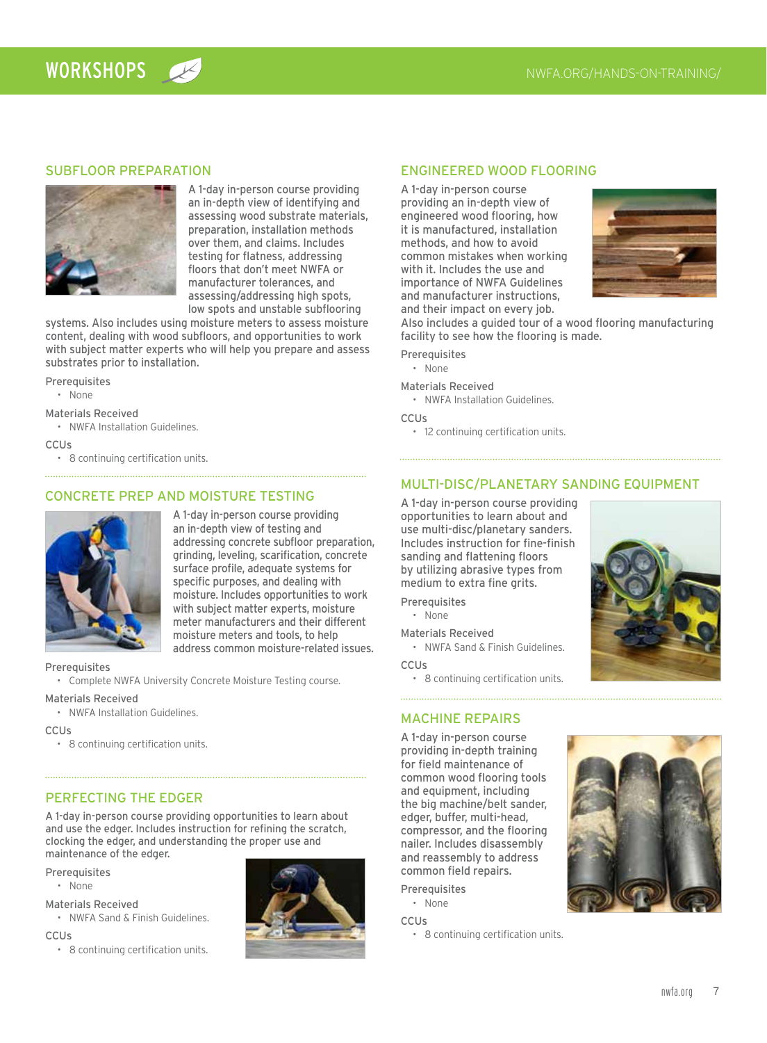# WORKSHOPS

## SUBFLOOR PREPARATION

A 1-day in-person course providing an in-depth view of identifying and assessing wood substrate materials, preparation, installation methods over them, and claims. Includes testing for flatness, addressing floors that don't meet NWFA or manufacturer tolerances, and assessing/addressing high spots, low spots and unstable subflooring systems. Also includes using moisture meters to assess moisture content, dealing with wood subfloors, and opportunities to work with subject matter experts who will help you prepare and assess substrates prior to installation.

Prerequisites

- None

Materials Received

- NWFA Installation Guidelines.

CCUs

- 8 continuing certification units.

## CONCRETE PREP AND MOISTURE TESTING

A 1-day in-person course providing an in-depth view of testing and addressing concrete subfloor preparation, grinding, leveling, scarification, concrete surface profile, adequate systems for specific purposes, and dealing with moisture. Includes opportunities to work with subject matter experts, moisture meter manufacturers and their different moisture meters and tools, to help address common moisture-related issues.

Prerequisites

- Complete NWFA University Concrete Moisture Testing course.

Materials Received

- NWFA Installation Guidelines.

CCUs

- 8 continuing certification units.

## PERFECTING THE EDGER

A 1-day in-person course providing opportunities to learn about and use the edger. Includes instruction for refining the scratch, clocking the edger, and understanding the proper use and maintenance of the edger.

Prerequisites

- None

Materials Received

- NWFA Sand & Finish Guidelines.

CCUs

- 8 continuing certification units.

## ENGINEERED WOOD FLOORING

A 1-day in-person course providing an in-depth view of engineered wood flooring, how it is manufactured, installation methods, and how to avoid common mistakes when working with it. Includes the use and importance of NWFA Guidelines and manufacturer instructions, and their impact on every job. Also includes a guided tour of a wood flooring manufacturing facility to see how the flooring is made.

Prerequisites

- None

Materials Received

- NWFA Installation Guidelines.

CCUs

- 12 continuing certification units.

## MULTI-DISC/PLANETARY SANDING EQUIPMENT

A 1-day in-person course providing opportunities to learn about and use multi-disc/planetary sanders. Includes instruction for fine-finish sanding and flattening floors by utilizing abrasive types from medium to extra fine grits.

Prerequisites

- None

Materials Received

- NWFA Sand & Finish Guidelines.

CCUs

- 8 continuing certification units.

## MACHINE REPAIRS

A 1-day in-person course providing in-depth training for field maintenance of common wood flooring tools and equipment, including the big machine/belt sander, edger, buffer, multi-head, compressor, and the flooring nailer. Includes disassembly and reassembly to address common field repairs.

Prerequisites

- None

CCUs

- 8 continuing certification units.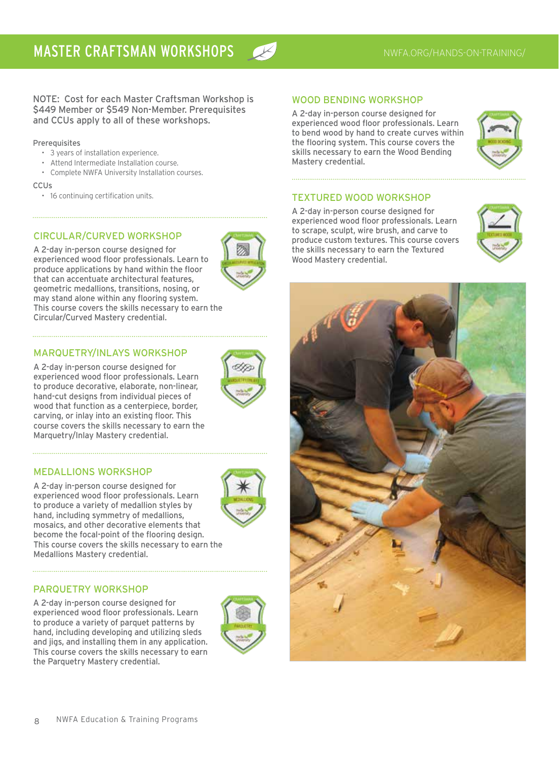# MASTER CRAFTSMAN WORKSHOPS

NWFA.ORG/HANDS-ON-TRAINING/

NOTE: Cost for each Master Craftsman Workshop is $449 Member or $549 Non-Member. Prerequisites and CCUs apply to all of these workshops.

Prerequisites

- 3 years of installation experience.
- Attend Intermediate Installation course.
- Complete NWFA University Installation courses.

CCUs

- 16 continuing certification units.

## CIRCULAR/CURVED WORKSHOP

A 2-day in-person course designed for experienced wood floor professionals. Learn to produce applications by hand within the floor that can accentuate architectural features, geometric medallions, transitions, nosing, or may stand alone within any flooring system. This course covers the skills necessary to earn the Circular/Curved Mastery credential.

## MARQUETRY/INLAYS WORKSHOP

A 2-day in-person course designed for experienced wood floor professionals. Learn to produce decorative, elaborate, non-linear, hand-cut designs from individual pieces of wood that function as a centerpiece, border, carving, or inlay into an existing floor. This course covers the skills necessary to earn the Marquetry/Inlay Mastery credential.

## MEDALLIONS WORKSHOP

A 2-day in-person course designed for experienced wood floor professionals. Learn to produce a variety of medallion styles by hand, including symmetry of medallions, mosaics, and other decorative elements that become the focal-point of the flooring design. This course covers the skills necessary to earn the Medallions Mastery credential.

## PARQUETRY WORKSHOP

A 2-day in-person course designed for experienced wood floor professionals. Learn to produce a variety of parquet patterns by hand, including developing and utilizing sleds and jigs, and installing them in any application. This course covers the skills necessary to earn the Parquetry Mastery credential.

## WOOD BENDING WORKSHOP

A 2-day in-person course designed for experienced wood floor professionals. Learn to bend wood by hand to create curves within the flooring system. This course covers the skills necessary to earn the Wood Bending Mastery credential.

## TEXTURED WOOD WORKSHOP

A 2-day in-person course designed for experienced wood floor professionals. Learn to scrape, sculpt, wire brush, and carve to produce custom textures. This course covers the skills necessary to earn the Textured Wood Mastery credential.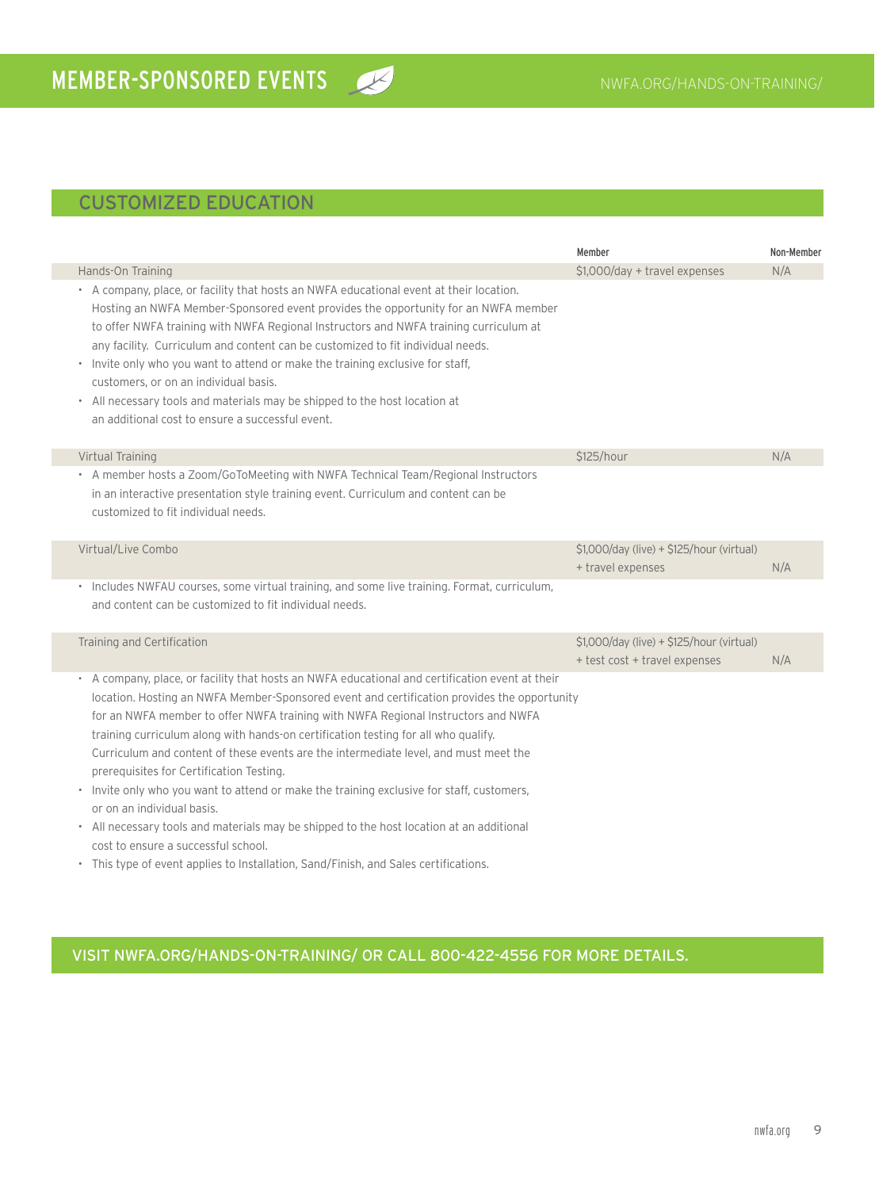# MEMBER-SPONSORED EVENTS

NWFA.ORG/HANDS-ON-TRAINING/

## CUSTOMIZED EDUCATION

| | Member | Non-Member |
|---|---|---|
| Hands-On Training | $1,000/day + travel expenses | N/A |

- A company, place, or facility that hosts an NWFA educational event at their location. Hosting an NWFA Member-Sponsored event provides the opportunity for an NWFA member to offer NWFA training with NWFA Regional Instructors and NWFA training curriculum at any facility. Curriculum and content can be customized to fit individual needs.
- Invite only who you want to attend or make the training exclusive for staff, customers, or on an individual basis.
- All necessary tools and materials may be shipped to the host location at an additional cost to ensure a successful event.

| | Member | Non-Member |
|---|---|---|
| Virtual Training | $125/hour | N/A |

- A member hosts a Zoom/GoToMeeting with NWFA Technical Team/Regional Instructors in an interactive presentation style training event. Curriculum and content can be customized to fit individual needs.

| | Member | Non-Member |
|---|---|---|
| Virtual/Live Combo | $1,000/day (live) + $125/hour (virtual) + travel expenses | N/A |

- Includes NWFAU courses, some virtual training, and some live training. Format, curriculum, and content can be customized to fit individual needs.

| | Member | Non-Member |
|---|---|---|
| Training and Certification | $1,000/day (live) + $125/hour (virtual) + test cost + travel expenses | N/A |

- A company, place, or facility that hosts an NWFA educational and certification event at their location. Hosting an NWFA Member-Sponsored event and certification provides the opportunity for an NWFA member to offer NWFA training with NWFA Regional Instructors and NWFA training curriculum along with hands-on certification testing for all who qualify. Curriculum and content of these events are the intermediate level, and must meet the prerequisites for Certification Testing.
- Invite only who you want to attend or make the training exclusive for staff, customers, or on an individual basis.
- All necessary tools and materials may be shipped to the host location at an additional cost to ensure a successful school.
- This type of event applies to Installation, Sand/Finish, and Sales certifications.

**VISIT NWFA.ORG/HANDS-ON-TRAINING/ OR CALL 800-422-4556 FOR MORE DETAILS.**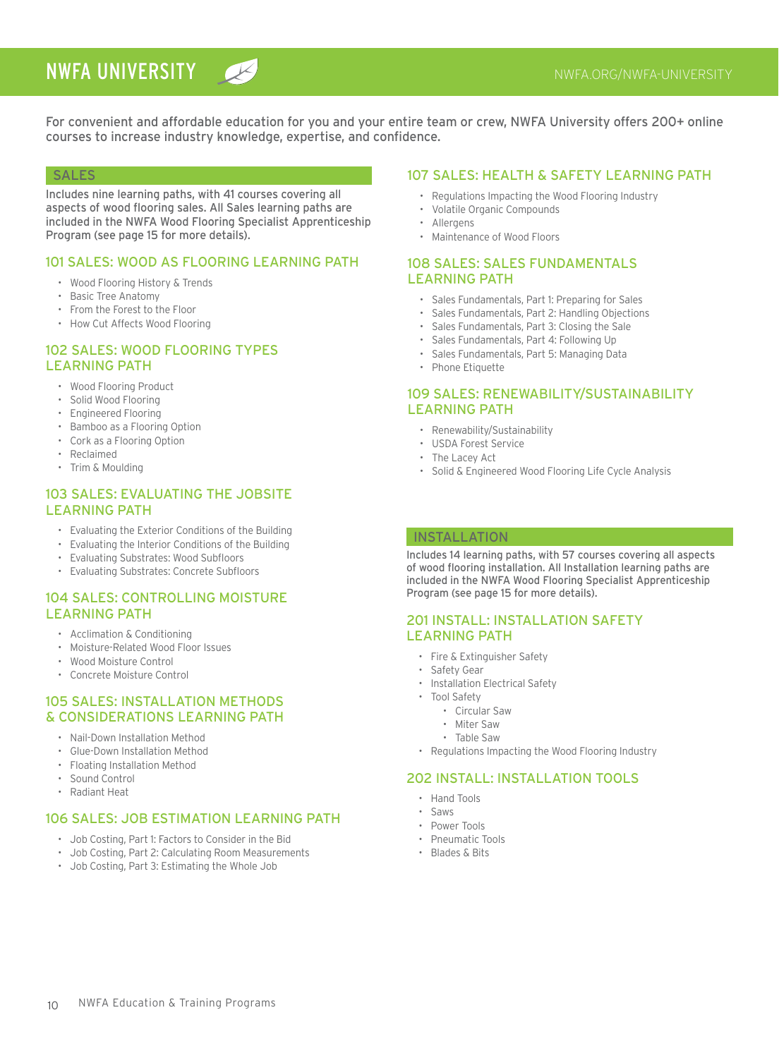# NWFA UNIVERSITY

NWFA.ORG/NWFA-UNIVERSITY

For convenient and affordable education for you and your entire team or crew, NWFA University offers 200+ online courses to increase industry knowledge, expertise, and confidence.

## SALES

Includes nine learning paths, with 41 courses covering all aspects of wood flooring sales. All Sales learning paths are included in the NWFA Wood Flooring Specialist Apprenticeship Program (see page 15 for more details).

### 101 SALES: WOOD AS FLOORING LEARNING PATH

- Wood Flooring History & Trends
- Basic Tree Anatomy
- From the Forest to the Floor
- How Cut Affects Wood Flooring

### 102 SALES: WOOD FLOORING TYPES LEARNING PATH

- Wood Flooring Product
- Solid Wood Flooring
- Engineered Flooring
- Bamboo as a Flooring Option
- Cork as a Flooring Option
- Reclaimed
- Trim & Moulding

### 103 SALES: EVALUATING THE JOBSITE LEARNING PATH

- Evaluating the Exterior Conditions of the Building
- Evaluating the Interior Conditions of the Building
- Evaluating Substrates: Wood Subfloors
- Evaluating Substrates: Concrete Subfloors

### 104 SALES: CONTROLLING MOISTURE LEARNING PATH

- Acclimation & Conditioning
- Moisture-Related Wood Floor Issues
- Wood Moisture Control
- Concrete Moisture Control

### 105 SALES: INSTALLATION METHODS & CONSIDERATIONS LEARNING PATH

- Nail-Down Installation Method
- Glue-Down Installation Method
- Floating Installation Method
- Sound Control
- Radiant Heat

### 106 SALES: JOB ESTIMATION LEARNING PATH

- Job Costing, Part 1: Factors to Consider in the Bid
- Job Costing, Part 2: Calculating Room Measurements
- Job Costing, Part 3: Estimating the Whole Job

### 107 SALES: HEALTH & SAFETY LEARNING PATH

- Regulations Impacting the Wood Flooring Industry
- Volatile Organic Compounds
- Allergens
- Maintenance of Wood Floors

### 108 SALES: SALES FUNDAMENTALS LEARNING PATH

- Sales Fundamentals, Part 1: Preparing for Sales
- Sales Fundamentals, Part 2: Handling Objections
- Sales Fundamentals, Part 3: Closing the Sale
- Sales Fundamentals, Part 4: Following Up
- Sales Fundamentals, Part 5: Managing Data
- Phone Etiquette

### 109 SALES: RENEWABILITY/SUSTAINABILITY LEARNING PATH

- Renewability/Sustainability
- USDA Forest Service
- The Lacey Act
- Solid & Engineered Wood Flooring Life Cycle Analysis

## INSTALLATION

Includes 14 learning paths, with 57 courses covering all aspects of wood flooring installation. All Installation learning paths are included in the NWFA Wood Flooring Specialist Apprenticeship Program (see page 15 for more details).

### 201 INSTALL: INSTALLATION SAFETY LEARNING PATH

- Fire & Extinguisher Safety
- Safety Gear
- Installation Electrical Safety
- Tool Safety
  - Circular Saw
  - Miter Saw
  - Table Saw
- Regulations Impacting the Wood Flooring Industry

### 202 INSTALL: INSTALLATION TOOLS

- Hand Tools
- Saws
- Power Tools
- Pneumatic Tools
- Blades & Bits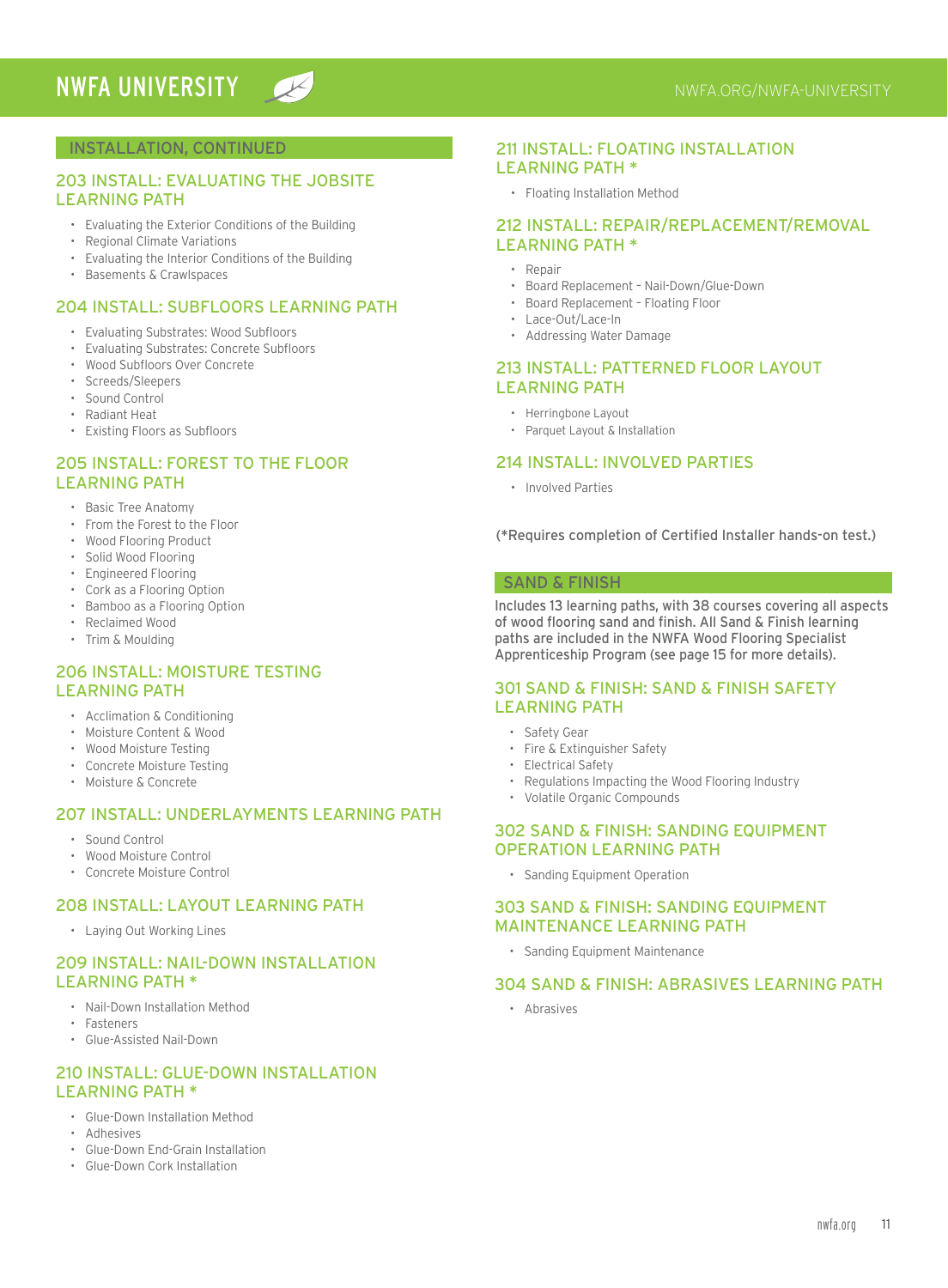## INSTALLATION, CONTINUED

### 203 INSTALL: EVALUATING THE JOBSITE LEARNING PATH

- Evaluating the Exterior Conditions of the Building
- Regional Climate Variations
- Evaluating the Interior Conditions of the Building
- Basements & Crawlspaces

### 204 INSTALL: SUBFLOORS LEARNING PATH

- Evaluating Substrates: Wood Subfloors
- Evaluating Substrates: Concrete Subfloors
- Wood Subfloors Over Concrete
- Screeds/Sleepers
- Sound Control
- Radiant Heat
- Existing Floors as Subfloors

### 205 INSTALL: FOREST TO THE FLOOR LEARNING PATH

- Basic Tree Anatomy
- From the Forest to the Floor
- Wood Flooring Product
- Solid Wood Flooring
- Engineered Flooring
- Cork as a Flooring Option
- Bamboo as a Flooring Option
- Reclaimed Wood
- Trim & Moulding

### 206 INSTALL: MOISTURE TESTING LEARNING PATH

- Acclimation & Conditioning
- Moisture Content & Wood
- Wood Moisture Testing
- Concrete Moisture Testing
- Moisture & Concrete

### 207 INSTALL: UNDERLAYMENTS LEARNING PATH

- Sound Control
- Wood Moisture Control
- Concrete Moisture Control

### 208 INSTALL: LAYOUT LEARNING PATH

- Laying Out Working Lines

### 209 INSTALL: NAIL-DOWN INSTALLATION LEARNING PATH *

- Nail-Down Installation Method
- Fasteners
- Glue-Assisted Nail-Down

### 210 INSTALL: GLUE-DOWN INSTALLATION LEARNING PATH *

- Glue-Down Installation Method
- Adhesives
- Glue-Down End-Grain Installation
- Glue-Down Cork Installation

### 211 INSTALL: FLOATING INSTALLATION LEARNING PATH *

- Floating Installation Method

### 212 INSTALL: REPAIR/REPLACEMENT/REMOVAL LEARNING PATH *

- Repair
- Board Replacement – Nail-Down/Glue-Down
- Board Replacement – Floating Floor
- Lace-Out/Lace-In
- Addressing Water Damage

### 213 INSTALL: PATTERNED FLOOR LAYOUT LEARNING PATH

- Herringbone Layout
- Parquet Layout & Installation

### 214 INSTALL: INVOLVED PARTIES

- Involved Parties

(*Requires completion of Certified Installer hands-on test.)

## SAND & FINISH

Includes 13 learning paths, with 38 courses covering all aspects of wood flooring sand and finish. All Sand & Finish learning paths are included in the NWFA Wood Flooring Specialist Apprenticeship Program (see page 15 for more details).

### 301 SAND & FINISH: SAND & FINISH SAFETY LEARNING PATH

- Safety Gear
- Fire & Extinguisher Safety
- Electrical Safety
- Regulations Impacting the Wood Flooring Industry
- Volatile Organic Compounds

### 302 SAND & FINISH: SANDING EQUIPMENT OPERATION LEARNING PATH

- Sanding Equipment Operation

### 303 SAND & FINISH: SANDING EQUIPMENT MAINTENANCE LEARNING PATH

- Sanding Equipment Maintenance

### 304 SAND & FINISH: ABRASIVES LEARNING PATH

- Abrasives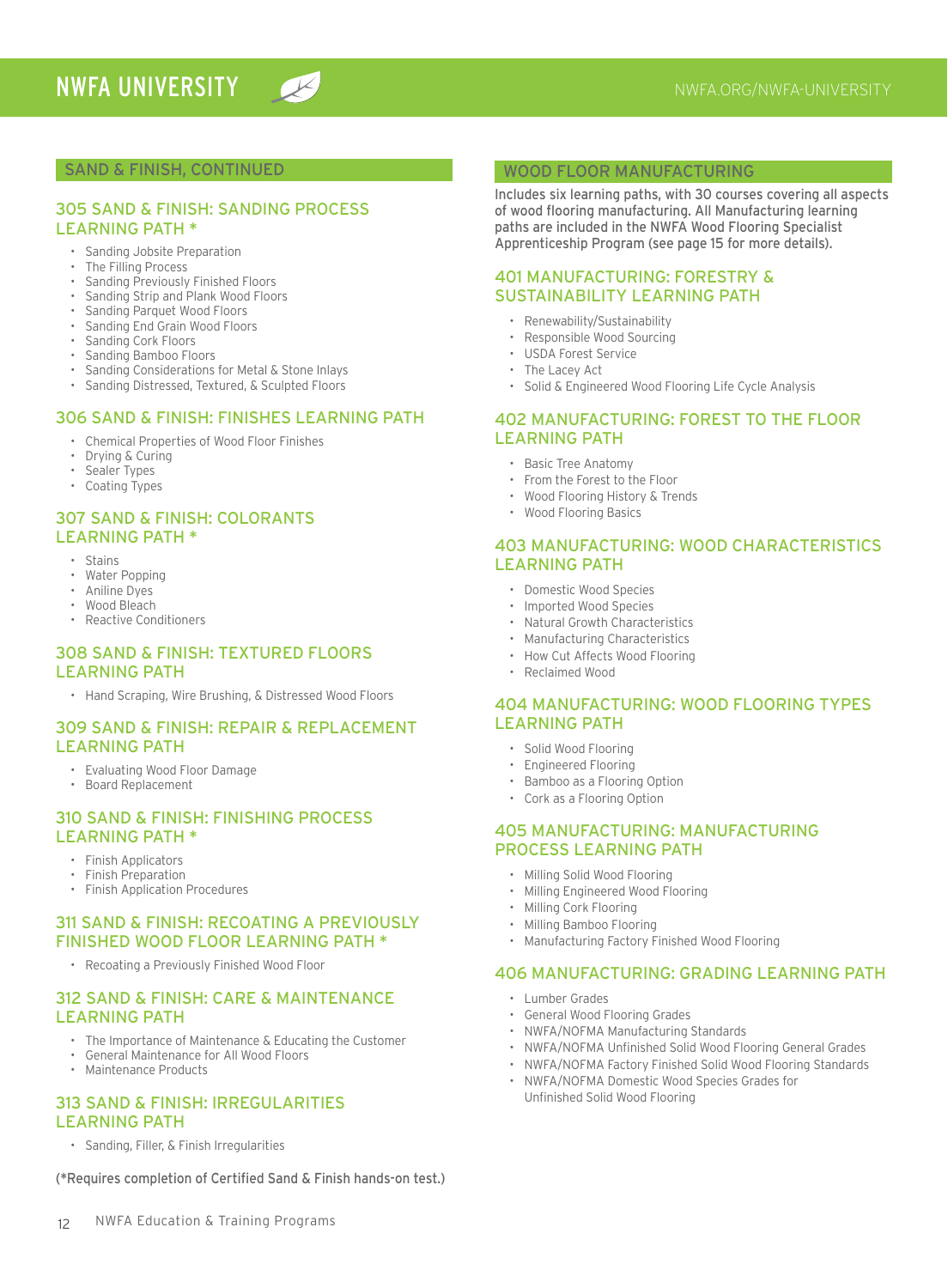## SAND & FINISH, CONTINUED

### 305 SAND & FINISH: SANDING PROCESS LEARNING PATH *

- Sanding Jobsite Preparation
- The Filling Process
- Sanding Previously Finished Floors
- Sanding Strip and Plank Wood Floors
- Sanding Parquet Wood Floors
- Sanding End Grain Wood Floors
- Sanding Cork Floors
- Sanding Bamboo Floors
- Sanding Considerations for Metal & Stone Inlays
- Sanding Distressed, Textured, & Sculpted Floors

### 306 SAND & FINISH: FINISHES LEARNING PATH

- Chemical Properties of Wood Floor Finishes
- Drying & Curing
- Sealer Types
- Coating Types

### 307 SAND & FINISH: COLORANTS LEARNING PATH *

- Stains
- Water Popping
- Aniline Dyes
- Wood Bleach
- Reactive Conditioners

### 308 SAND & FINISH: TEXTURED FLOORS LEARNING PATH

- Hand Scraping, Wire Brushing, & Distressed Wood Floors

### 309 SAND & FINISH: REPAIR & REPLACEMENT LEARNING PATH

- Evaluating Wood Floor Damage
- Board Replacement

### 310 SAND & FINISH: FINISHING PROCESS LEARNING PATH *

- Finish Applicators
- Finish Preparation
- Finish Application Procedures

### 311 SAND & FINISH: RECOATING A PREVIOUSLY FINISHED WOOD FLOOR LEARNING PATH *

- Recoating a Previously Finished Wood Floor

### 312 SAND & FINISH: CARE & MAINTENANCE LEARNING PATH

- The Importance of Maintenance & Educating the Customer
- General Maintenance for All Wood Floors
- Maintenance Products

### 313 SAND & FINISH: IRREGULARITIES LEARNING PATH

- Sanding, Filler, & Finish Irregularities

(*Requires completion of Certified Sand & Finish hands-on test.)

## WOOD FLOOR MANUFACTURING

Includes six learning paths, with 30 courses covering all aspects of wood flooring manufacturing. All Manufacturing learning paths are included in the NWFA Wood Flooring Specialist Apprenticeship Program (see page 15 for more details).

### 401 MANUFACTURING: FORESTRY & SUSTAINABILITY LEARNING PATH

- Renewability/Sustainability
- Responsible Wood Sourcing
- USDA Forest Service
- The Lacey Act
- Solid & Engineered Wood Flooring Life Cycle Analysis

### 402 MANUFACTURING: FOREST TO THE FLOOR LEARNING PATH

- Basic Tree Anatomy
- From the Forest to the Floor
- Wood Flooring History & Trends
- Wood Flooring Basics

### 403 MANUFACTURING: WOOD CHARACTERISTICS LEARNING PATH

- Domestic Wood Species
- Imported Wood Species
- Natural Growth Characteristics
- Manufacturing Characteristics
- How Cut Affects Wood Flooring
- Reclaimed Wood

### 404 MANUFACTURING: WOOD FLOORING TYPES LEARNING PATH

- Solid Wood Flooring
- Engineered Flooring
- Bamboo as a Flooring Option
- Cork as a Flooring Option

### 405 MANUFACTURING: MANUFACTURING PROCESS LEARNING PATH

- Milling Solid Wood Flooring
- Milling Engineered Wood Flooring
- Milling Cork Flooring
- Milling Bamboo Flooring
- Manufacturing Factory Finished Wood Flooring

### 406 MANUFACTURING: GRADING LEARNING PATH

- Lumber Grades
- General Wood Flooring Grades
- NWFA/NOFMA Manufacturing Standards
- NWFA/NOFMA Unfinished Solid Wood Flooring General Grades
- NWFA/NOFMA Factory Finished Solid Wood Flooring Standards
- NWFA/NOFMA Domestic Wood Species Grades for Unfinished Solid Wood Flooring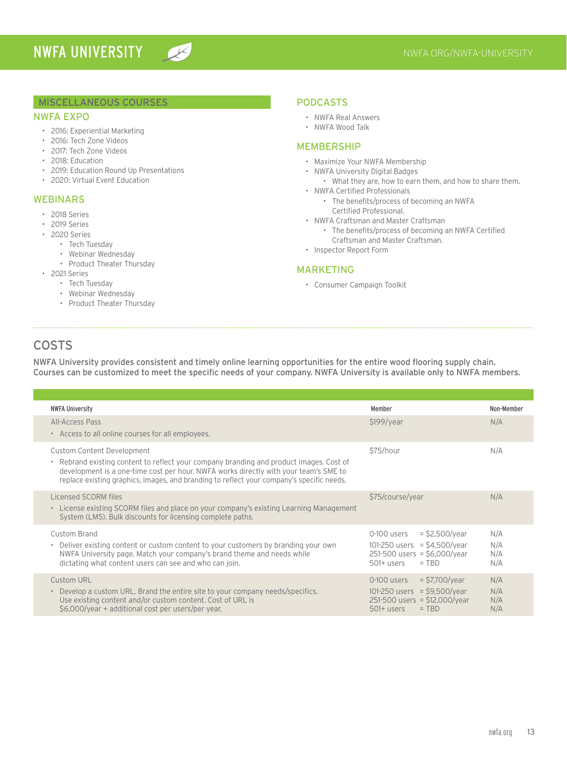# NWFA UNIVERSITY

NWFA.ORG/NWFA-UNIVERSITY

## MISCELLANEOUS COURSES

### NWFA EXPO

- 2016: Experiential Marketing
- 2016: Tech Zone Videos
- 2017: Tech Zone Videos
- 2018: Education
- 2019: Education Round Up Presentations
- 2020: Virtual Event Education

### WEBINARS

- 2018 Series
- 2019 Series
- 2020 Series
  - Tech Tuesday
  - Webinar Wednesday
  - Product Theater Thursday
- 2021 Series
  - Tech Tuesday
  - Webinar Wednesday
  - Product Theater Thursday

### PODCASTS

- NWFA Real Answers
- NWFA Wood Talk

### MEMBERSHIP

- Maximize Your NWFA Membership
- NWFA University Digital Badges
  - What they are, how to earn them, and how to share them.
- NWFA Certified Professionals
  - The benefits/process of becoming an NWFA Certified Professional.
- NWFA Craftsman and Master Craftsman
  - The benefits/process of becoming an NWFA Certified Craftsman and Master Craftsman.
- Inspector Report Form

### MARKETING

- Consumer Campaign Toolkit

## COSTS

**NWFA University provides consistent and timely online learning opportunities for the entire wood flooring supply chain. Courses can be customized to meet the specific needs of your company. NWFA University is available only to NWFA members.**

| NWFA University | Member | Non-Member |
|---|---|---|
| All-Access Pass<br>• Access to all online courses for all employees. | $199/year | N/A |
| Custom Content Development<br>• Rebrand existing content to reflect your company branding and product images. Cost of development is a one-time cost per hour. NWFA works directly with your team's SME to replace existing graphics, images, and branding to reflect your company's specific needs. | $75/hour | N/A |
| Licensed SCORM files<br>• License existing SCORM files and place on your company's existing Learning Management System (LMS). Bulk discounts for licensing complete paths. | $75/course/year | N/A |
| Custom Brand<br>• Deliver existing content or custom content to your customers by branding your own NWFA University page. Match your company's brand theme and needs while dictating what content users can see and who can join. | 0-100 users = $2,500/year<br>101-250 users = $4,500/year<br>251-500 users = $6,000/year<br>501+ users = TBD | N/A<br>N/A<br>N/A<br>N/A |
| Custom URL<br>• Develop a custom URL. Brand the entire site to your company needs/specifics. Use existing content and/or custom content. Cost of URL is $6,000/year + additional cost per users/per year. | 0-100 users = $7,700/year<br>101-250 users = $9,500/year<br>251-500 users = $12,000/year<br>501+ users = TBD | N/A<br>N/A<br>N/A<br>N/A |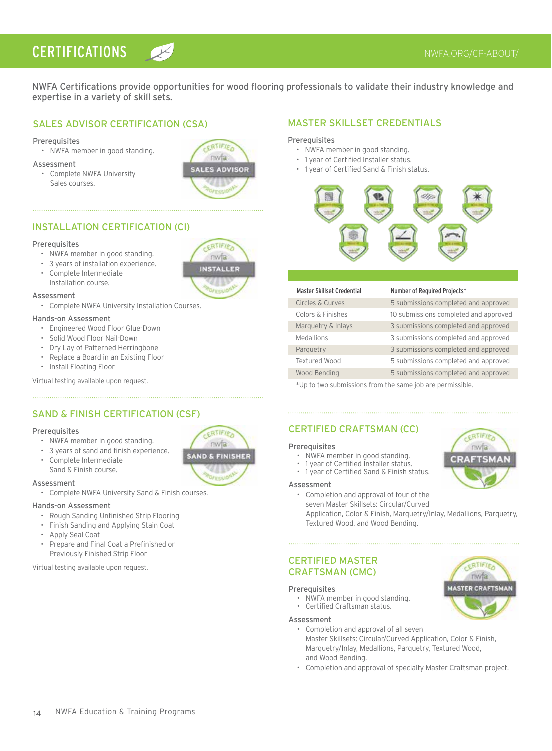# CERTIFICATIONS

NWFA.ORG/CP-ABOUT/

NWFA Certifications provide opportunities for wood flooring professionals to validate their industry knowledge and expertise in a variety of skill sets.

## SALES ADVISOR CERTIFICATION (CSA)

Prerequisites

- NWFA member in good standing.

Assessment

- Complete NWFA University Sales courses.

## INSTALLATION CERTIFICATION (CI)

Prerequisites

- NWFA member in good standing.
- 3 years of installation experience.
- Complete Intermediate Installation course.

Assessment

- Complete NWFA University Installation Courses.

Hands-on Assessment

- Engineered Wood Floor Glue-Down
- Solid Wood Floor Nail-Down
- Dry Lay of Patterned Herringbone
- Replace a Board in an Existing Floor
- Install Floating Floor

Virtual testing available upon request.

## SAND & FINISH CERTIFICATION (CSF)

Prerequisites

- NWFA member in good standing.
- 3 years of sand and finish experience.
- Complete Intermediate Sand & Finish course.

Assessment

- Complete NWFA University Sand & Finish courses.

Hands-on Assessment

- Rough Sanding Unfinished Strip Flooring
- Finish Sanding and Applying Stain Coat
- Apply Seal Coat
- Prepare and Final Coat a Prefinished or Previously Finished Strip Floor

Virtual testing available upon request.

## MASTER SKILLSET CREDENTIALS

Prerequisites

- NWFA member in good standing.
- 1 year of Certified Installer status.
- 1 year of Certified Sand & Finish status.

| Master Skillset Credential | Number of Required Projects* |
| --- | --- |
| Circles & Curves | 5 submissions completed and approved |
| Colors & Finishes | 10 submissions completed and approved |
| Marquetry & Inlays | 3 submissions completed and approved |
| Medallions | 3 submissions completed and approved |
| Parquetry | 3 submissions completed and approved |
| Textured Wood | 5 submissions completed and approved |
| Wood Bending | 5 submissions completed and approved |

*Up to two submissions from the same job are permissible.

## CERTIFIED CRAFTSMAN (CC)

Prerequisites

- NWFA member in good standing.
- 1 year of Certified Installer status.
- 1 year of Certified Sand & Finish status.

Assessment

- Completion and approval of four of the seven Master Skillsets: Circular/Curved Application, Color & Finish, Marquetry/Inlay, Medallions, Parquetry, Textured Wood, and Wood Bending.

## CERTIFIED MASTER CRAFTSMAN (CMC)

Prerequisites

- NWFA member in good standing.
- Certified Craftsman status.

Assessment

- Completion and approval of all seven Master Skillsets: Circular/Curved Application, Color & Finish, Marquetry/Inlay, Medallions, Parquetry, Textured Wood, and Wood Bending.
- Completion and approval of specialty Master Craftsman project.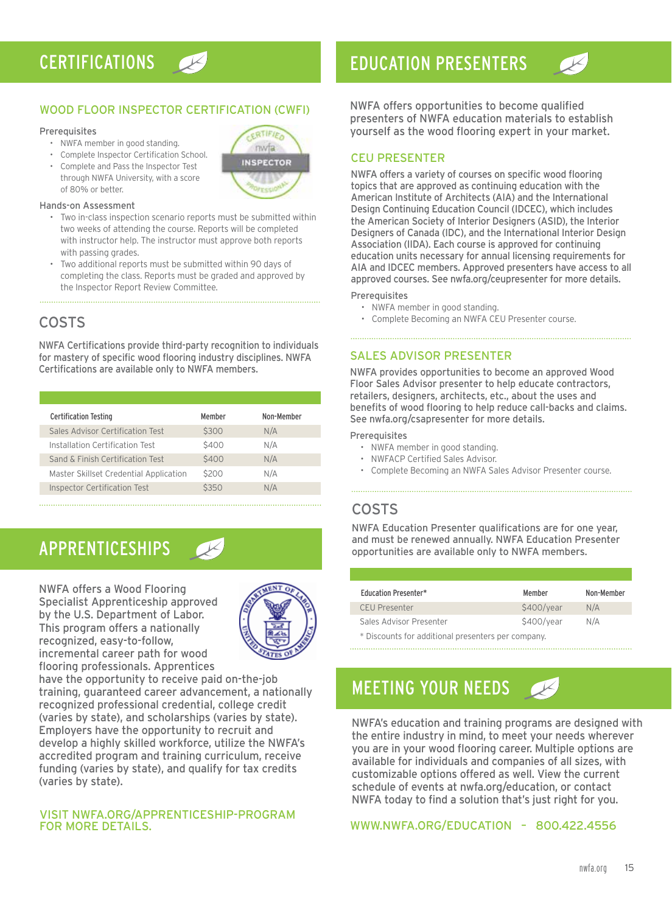## CERTIFICATIONS

### WOOD FLOOR INSPECTOR CERTIFICATION (CWFI)

Prerequisites

- NWFA member in good standing.
- Complete Inspector Certification School.
- Complete and Pass the Inspector Test through NWFA University, with a score of 80% or better.

Hands-on Assessment

- Two in-class inspection scenario reports must be submitted within two weeks of attending the course. Reports will be completed with instructor help. The instructor must approve both reports with passing grades.
- Two additional reports must be submitted within 90 days of completing the class. Reports must be graded and approved by the Inspector Report Review Committee.

### COSTS

NWFA Certifications provide third-party recognition to individuals for mastery of specific wood flooring industry disciplines. NWFA Certifications are available only to NWFA members.

| Certification Testing | Member | Non-Member |
|---|---|---|
| Sales Advisor Certification Test | $300 | N/A |
| Installation Certification Test | $400 | N/A |
| Sand & Finish Certification Test | $400 | N/A |
| Master Skillset Credential Application | $200 | N/A |
| Inspector Certification Test | $350 | N/A |

## APPRENTICESHIPS

NWFA offers a Wood Flooring Specialist Apprenticeship approved by the U.S. Department of Labor. This program offers a nationally recognized, easy-to-follow, incremental career path for wood flooring professionals. Apprentices have the opportunity to receive paid on-the-job training, guaranteed career advancement, a nationally recognized professional credential, college credit (varies by state), and scholarships (varies by state). Employers have the opportunity to recruit and develop a highly skilled workforce, utilize the NWFA's accredited program and training curriculum, receive funding (varies by state), and qualify for tax credits (varies by state).

VISIT NWFA.ORG/APPRENTICESHIP-PROGRAM FOR MORE DETAILS.

## EDUCATION PRESENTERS

NWFA offers opportunities to become qualified presenters of NWFA education materials to establish yourself as the wood flooring expert in your market.

### CEU PRESENTER

NWFA offers a variety of courses on specific wood flooring topics that are approved as continuing education with the American Institute of Architects (AIA) and the International Design Continuing Education Council (IDCEC), which includes the American Society of Interior Designers (ASID), the Interior Designers of Canada (IDC), and the International Interior Design Association (IIDA). Each course is approved for continuing education units necessary for annual licensing requirements for AIA and IDCEC members. Approved presenters have access to all approved courses. See nwfa.org/ceupresenter for more details.

Prerequisites

- NWFA member in good standing.
- Complete Becoming an NWFA CEU Presenter course.

### SALES ADVISOR PRESENTER

NWFA provides opportunities to become an approved Wood Floor Sales Advisor presenter to help educate contractors, retailers, designers, architects, etc., about the uses and benefits of wood flooring to help reduce call-backs and claims. See nwfa.org/csapresenter for more details.

Prerequisites

- NWFA member in good standing.
- NWFACP Certified Sales Advisor.
- Complete Becoming an NWFA Sales Advisor Presenter course.

### COSTS

NWFA Education Presenter qualifications are for one year, and must be renewed annually. NWFA Education Presenter opportunities are available only to NWFA members.

| Education Presenter* | Member | Non-Member |
|---|---|---|
| CEU Presenter | $400/year | N/A |
| Sales Advisor Presenter | $400/year | N/A |

\* Discounts for additional presenters per company.

## MEETING YOUR NEEDS

NWFA's education and training programs are designed with the entire industry in mind, to meet your needs wherever you are in your wood flooring career. Multiple options are available for individuals and companies of all sizes, with customizable options offered as well. View the current schedule of events at nwfa.org/education, or contact NWFA today to find a solution that's just right for you.

WWW.NWFA.ORG/EDUCATION – 800.422.4556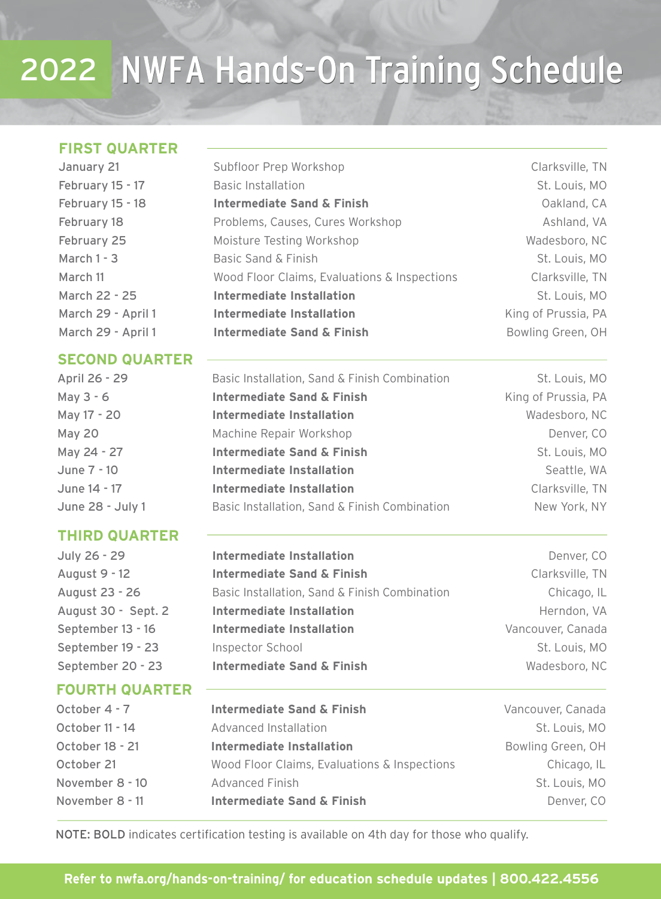# 2022 NWFA Hands-On Training Schedule

## FIRST QUARTER

| | | |
|---|---|---|
| January 21 | Subfloor Prep Workshop | Clarksville, TN |
| February 15 - 17 | Basic Installation | St. Louis, MO |
| February 15 - 18 | **Intermediate Sand & Finish** | Oakland, CA |
| February 18 | Problems, Causes, Cures Workshop | Ashland, VA |
| February 25 | Moisture Testing Workshop | Wadesboro, NC |
| March 1 - 3 | Basic Sand & Finish | St. Louis, MO |
| March 11 | Wood Floor Claims, Evaluations & Inspections | Clarksville, TN |
| March 22 - 25 | **Intermediate Installation** | St. Louis, MO |
| March 29 - April 1 | **Intermediate Installation** | King of Prussia, PA |
| March 29 - April 1 | **Intermediate Sand & Finish** | Bowling Green, OH |

## SECOND QUARTER

| | | |
|---|---|---|
| April 26 - 29 | Basic Installation, Sand & Finish Combination | St. Louis, MO |
| May 3 - 6 | **Intermediate Sand & Finish** | King of Prussia, PA |
| May 17 - 20 | **Intermediate Installation** | Wadesboro, NC |
| May 20 | Machine Repair Workshop | Denver, CO |
| May 24 - 27 | **Intermediate Sand & Finish** | St. Louis, MO |
| June 7 - 10 | **Intermediate Installation** | Seattle, WA |
| June 14 - 17 | **Intermediate Installation** | Clarksville, TN |
| June 28 - July 1 | Basic Installation, Sand & Finish Combination | New York, NY |

## THIRD QUARTER

| | | |
|---|---|---|
| July 26 - 29 | **Intermediate Installation** | Denver, CO |
| August 9 - 12 | **Intermediate Sand & Finish** | Clarksville, TN |
| August 23 - 26 | Basic Installation, Sand & Finish Combination | Chicago, IL |
| August 30 - Sept. 2 | **Intermediate Installation** | Herndon, VA |
| September 13 - 16 | **Intermediate Installation** | Vancouver, Canada |
| September 19 - 23 | Inspector School | St. Louis, MO |
| September 20 - 23 | **Intermediate Sand & Finish** | Wadesboro, NC |

## FOURTH QUARTER

| | | |
|---|---|---|
| October 4 - 7 | **Intermediate Sand & Finish** | Vancouver, Canada |
| October 11 - 14 | Advanced Installation | St. Louis, MO |
| October 18 - 21 | **Intermediate Installation** | Bowling Green, OH |
| October 21 | Wood Floor Claims, Evaluations & Inspections | Chicago, IL |
| November 8 - 10 | Advanced Finish | St. Louis, MO |
| November 8 - 11 | **Intermediate Sand & Finish** | Denver, CO |

NOTE: **BOLD** indicates certification testing is available on 4th day for those who qualify.

**Refer to nwfa.org/hands-on-training/ for education schedule updates | 800.422.4556**